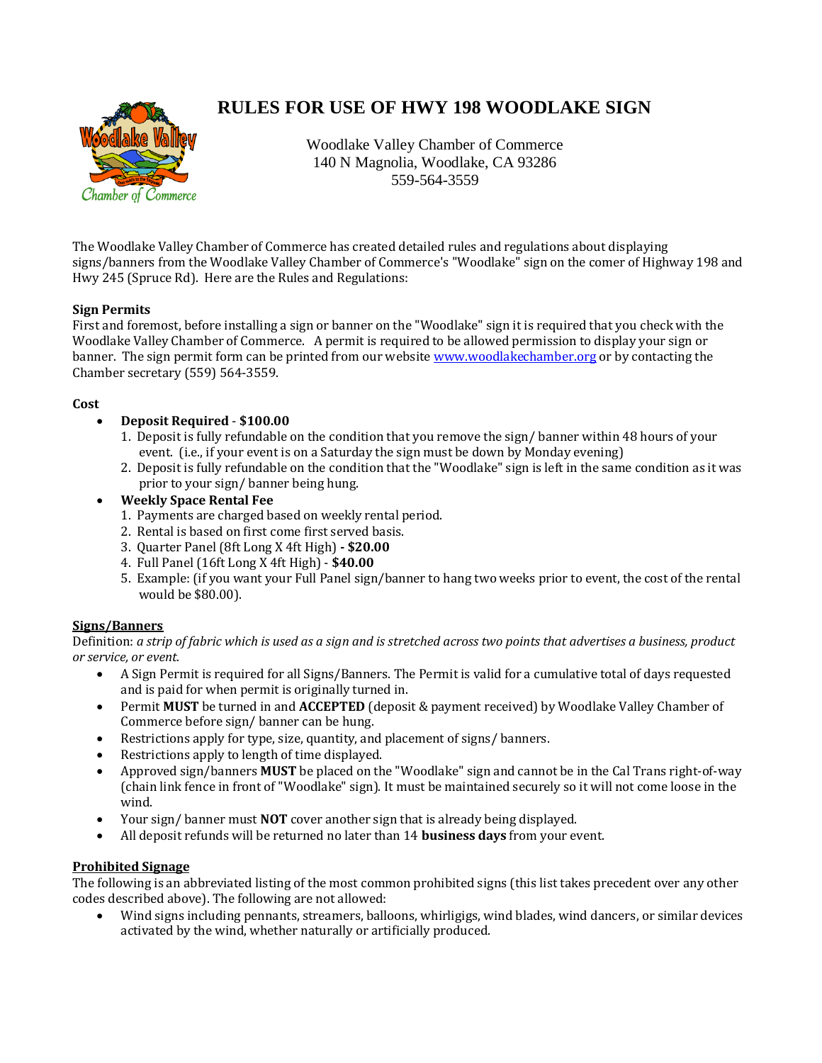# RULES FOR USE OF HWY 198 WOODLAKE SIGN

Woodlake Valley Chamber of Commerce
140 N Magnolia, Woodlake, CA 93286
559-564-3559

The Woodlake Valley Chamber of Commerce has created detailed rules and regulations about displaying signs/banners from the Woodlake Valley Chamber of Commerce's "Woodlake" sign on the comer of Highway 198 and Hwy 245 (Spruce Rd). Here are the Rules and Regulations:

**Sign Permits**

First and foremost, before installing a sign or banner on the "Woodlake" sign it is required that you check with the Woodlake Valley Chamber of Commerce. A permit is required to be allowed permission to display your sign or banner. The sign permit form can be printed from our website [www.woodlakechamber.org](http://www.woodlakechamber.org) or by contacting the Chamber secretary (559) 564-3559.

**Cost**

- **Deposit Required** - **$100.00**
  1. Deposit is fully refundable on the condition that you remove the sign/ banner within 48 hours of your event. (i.e., if your event is on a Saturday the sign must be down by Monday evening)
  2. Deposit is fully refundable on the condition that the "Woodlake" sign is left in the same condition as it was prior to your sign/ banner being hung.
- **Weekly Space Rental Fee**
  1. Payments are charged based on weekly rental period.
  2. Rental is based on first come first served basis.
  3. Quarter Panel (8ft Long X 4ft High) **- $20.00**
  4. Full Panel (16ft Long X 4ft High) - **$40.00**
  5. Example: (if you want your Full Panel sign/banner to hang two weeks prior to event, the cost of the rental would be $80.00).

**Signs/Banners**

Definition: *a strip of fabric which is used as a sign and is stretched across two points that advertises a business, product or service, or event.*

- A Sign Permit is required for all Signs/Banners. The Permit is valid for a cumulative total of days requested and is paid for when permit is originally turned in.
- Permit **MUST** be turned in and **ACCEPTED** (deposit & payment received) by Woodlake Valley Chamber of Commerce before sign/ banner can be hung.
- Restrictions apply for type, size, quantity, and placement of signs/ banners.
- Restrictions apply to length of time displayed.
- Approved sign/banners **MUST** be placed on the "Woodlake" sign and cannot be in the Cal Trans right-of-way (chain link fence in front of "Woodlake" sign). It must be maintained securely so it will not come loose in the wind.
- Your sign/ banner must **NOT** cover another sign that is already being displayed.
- All deposit refunds will be returned no later than 14 **business days** from your event.

**Prohibited Signage**

The following is an abbreviated listing of the most common prohibited signs (this list takes precedent over any other codes described above). The following are not allowed:

- Wind signs including pennants, streamers, balloons, whirligigs, wind blades, wind dancers, or similar devices activated by the wind, whether naturally or artificially produced.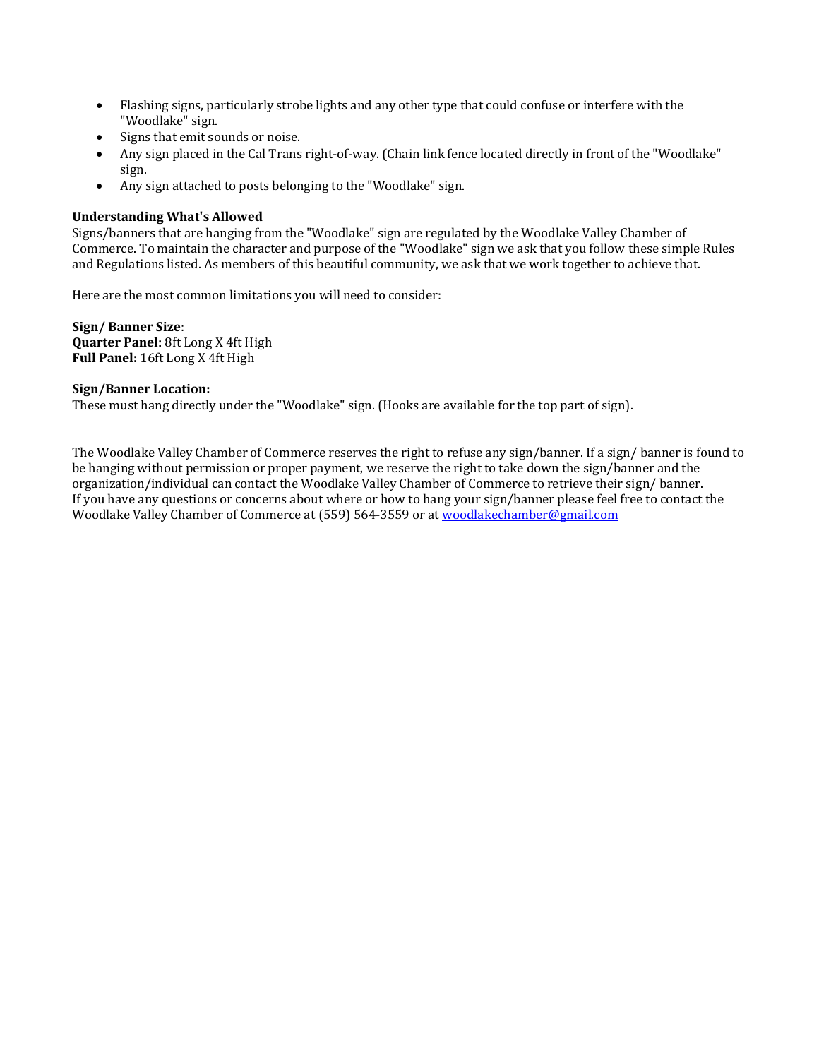- Flashing signs, particularly strobe lights and any other type that could confuse or interfere with the "Woodlake" sign.
- Signs that emit sounds or noise.
- Any sign placed in the Cal Trans right-of-way. (Chain link fence located directly in front of the "Woodlake" sign.
- Any sign attached to posts belonging to the "Woodlake" sign.

**Understanding What's Allowed**
Signs/banners that are hanging from the "Woodlake" sign are regulated by the Woodlake Valley Chamber of Commerce. To maintain the character and purpose of the "Woodlake" sign we ask that you follow these simple Rules and Regulations listed. As members of this beautiful community, we ask that we work together to achieve that.

Here are the most common limitations you will need to consider:

**Sign/ Banner Size**:
**Quarter Panel:** 8ft Long X 4ft High
**Full Panel:** 16ft Long X 4ft High

**Sign/Banner Location:**
These must hang directly under the "Woodlake" sign. (Hooks are available for the top part of sign).

The Woodlake Valley Chamber of Commerce reserves the right to refuse any sign/banner. If a sign/ banner is found to be hanging without permission or proper payment, we reserve the right to take down the sign/banner and the organization/individual can contact the Woodlake Valley Chamber of Commerce to retrieve their sign/ banner.
If you have any questions or concerns about where or how to hang your sign/banner please feel free to contact the Woodlake Valley Chamber of Commerce at (559) 564-3559 or at woodlakechamber@gmail.com